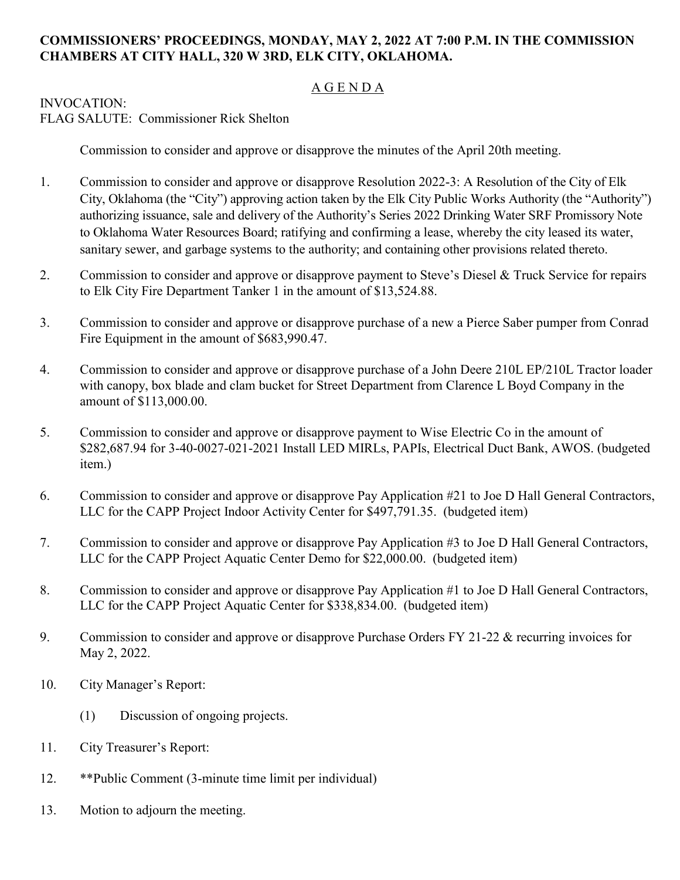**COMMISSIONERS' PROCEEDINGS, MONDAY, MAY 2, 2022 AT 7:00 P.M. IN THE COMMISSION CHAMBERS AT CITY HALL, 320 W 3RD, ELK CITY, OKLAHOMA.**

## A G E N D A

INVOCATION:
FLAG SALUTE: Commissioner Rick Shelton

Commission to consider and approve or disapprove the minutes of the April 20th meeting.

1. Commission to consider and approve or disapprove Resolution 2022-3: A Resolution of the City of Elk City, Oklahoma (the "City") approving action taken by the Elk City Public Works Authority (the "Authority") authorizing issuance, sale and delivery of the Authority's Series 2022 Drinking Water SRF Promissory Note to Oklahoma Water Resources Board; ratifying and confirming a lease, whereby the city leased its water, sanitary sewer, and garbage systems to the authority; and containing other provisions related thereto.

2. Commission to consider and approve or disapprove payment to Steve's Diesel & Truck Service for repairs to Elk City Fire Department Tanker 1 in the amount of $13,524.88.

3. Commission to consider and approve or disapprove purchase of a new a Pierce Saber pumper from Conrad Fire Equipment in the amount of $683,990.47.

4. Commission to consider and approve or disapprove purchase of a John Deere 210L EP/210L Tractor loader with canopy, box blade and clam bucket for Street Department from Clarence L Boyd Company in the amount of $113,000.00.

5. Commission to consider and approve or disapprove payment to Wise Electric Co in the amount of $282,687.94 for 3-40-0027-021-2021 Install LED MIRLs, PAPIs, Electrical Duct Bank, AWOS. (budgeted item.)

6. Commission to consider and approve or disapprove Pay Application #21 to Joe D Hall General Contractors, LLC for the CAPP Project Indoor Activity Center for $497,791.35. (budgeted item)

7. Commission to consider and approve or disapprove Pay Application #3 to Joe D Hall General Contractors, LLC for the CAPP Project Aquatic Center Demo for $22,000.00. (budgeted item)

8. Commission to consider and approve or disapprove Pay Application #1 to Joe D Hall General Contractors, LLC for the CAPP Project Aquatic Center for $338,834.00. (budgeted item)

9. Commission to consider and approve or disapprove Purchase Orders FY 21-22 & recurring invoices for May 2, 2022.

10. City Manager's Report:

    (1) Discussion of ongoing projects.

11. City Treasurer's Report:

12. **Public Comment (3-minute time limit per individual)

13. Motion to adjourn the meeting.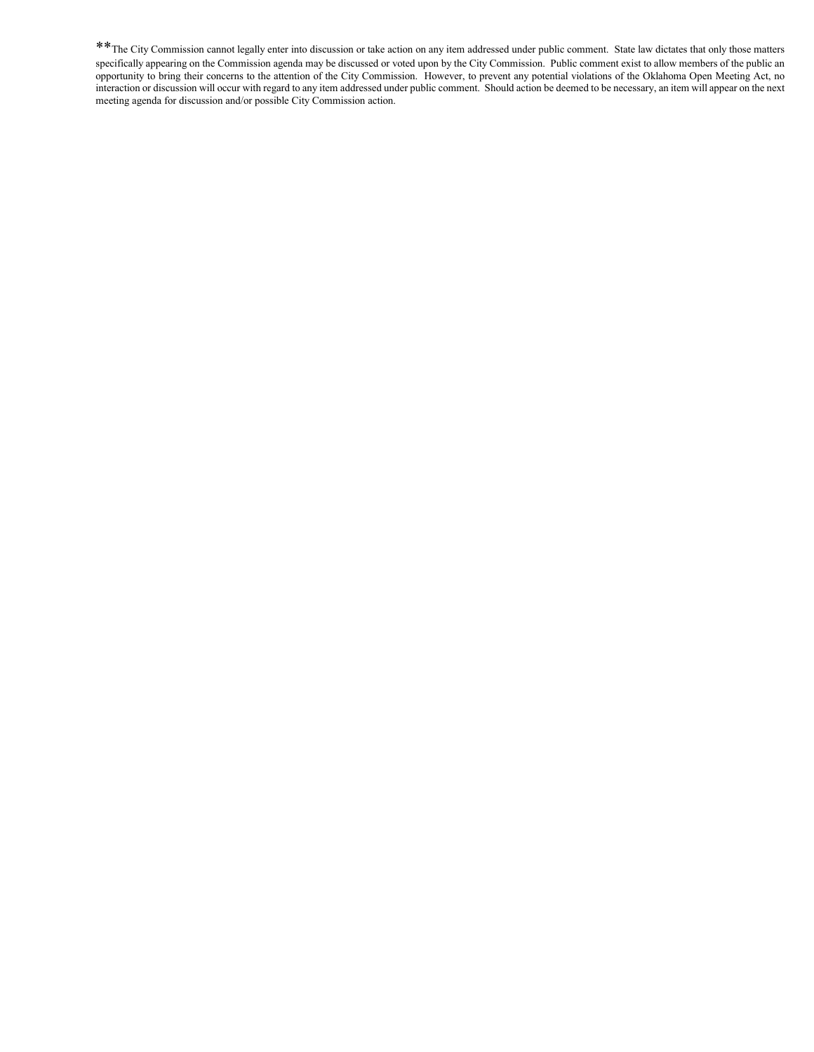**The City Commission cannot legally enter into discussion or take action on any item addressed under public comment. State law dictates that only those matters specifically appearing on the Commission agenda may be discussed or voted upon by the City Commission. Public comment exist to allow members of the public an opportunity to bring their concerns to the attention of the City Commission. However, to prevent any potential violations of the Oklahoma Open Meeting Act, no interaction or discussion will occur with regard to any item addressed under public comment. Should action be deemed to be necessary, an item will appear on the next meeting agenda for discussion and/or possible City Commission action.